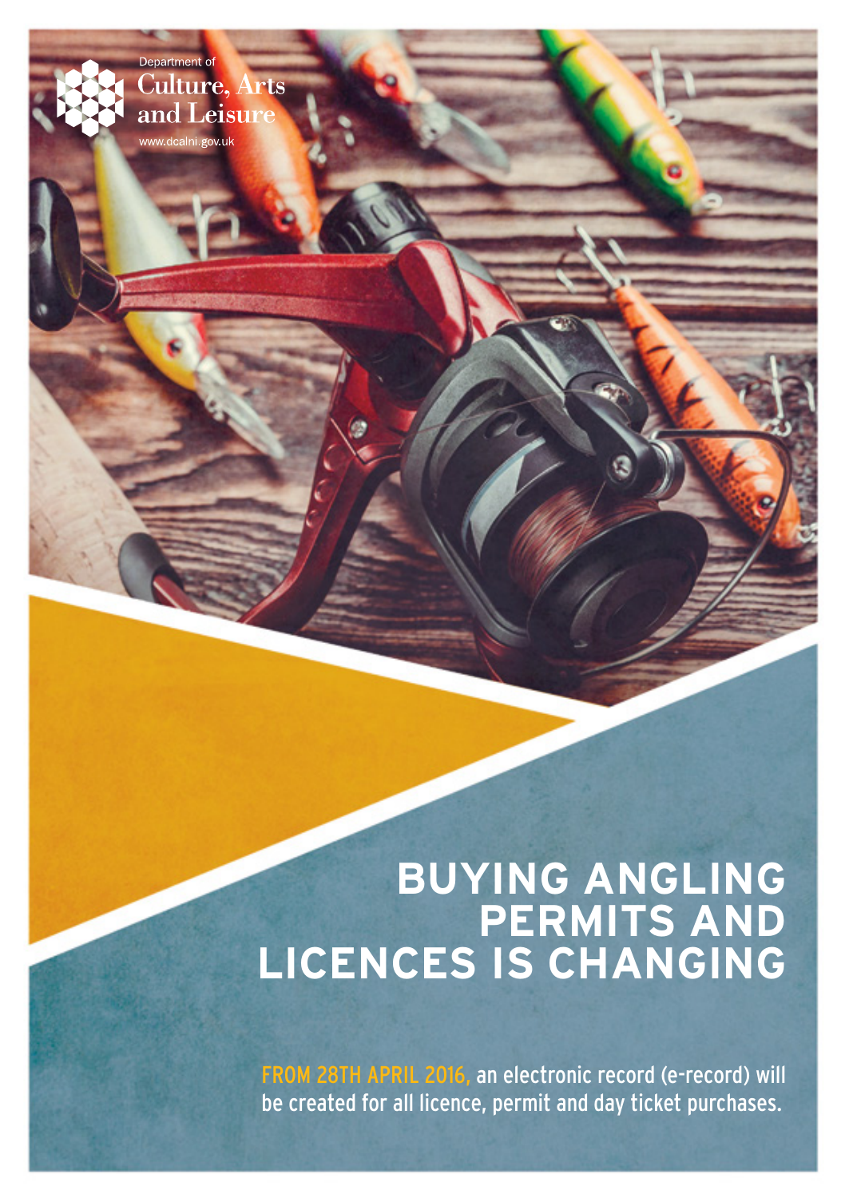Department of
Culture, Arts
and Leisure
www.dcalni.gov.uk

# BUYING ANGLING PERMITS AND LICENCES IS CHANGING

**FROM 28TH APRIL 2016,** an electronic record (e-record) will be created for all licence, permit and day ticket purchases.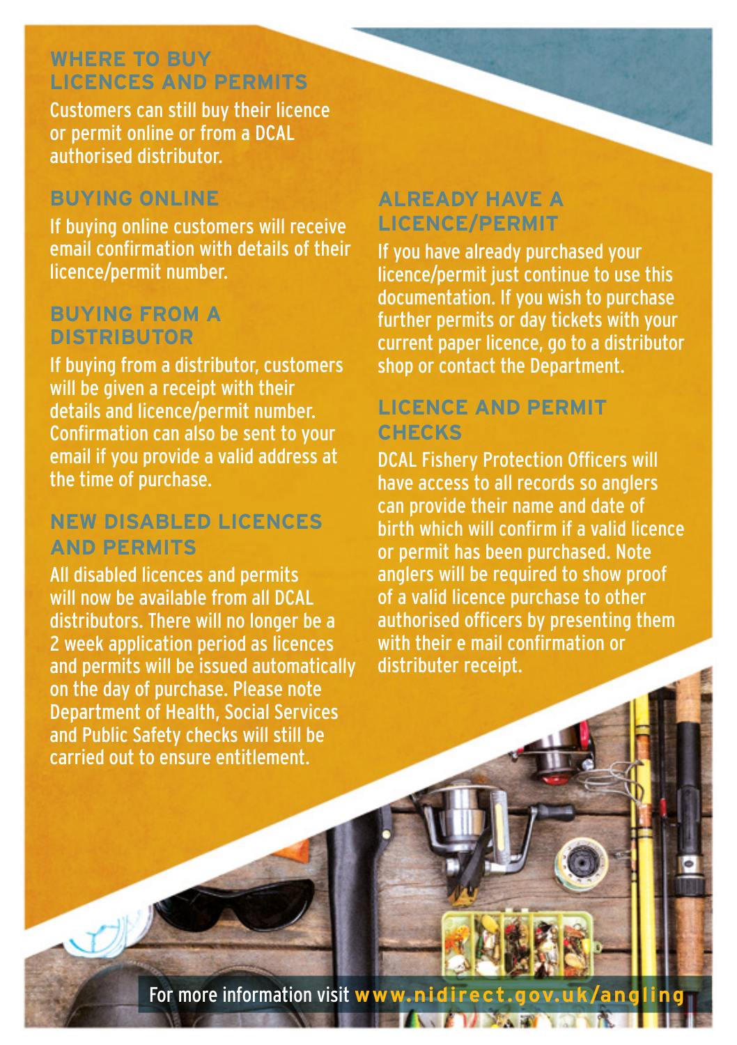## WHERE TO BUY LICENCES AND PERMITS

Customers can still buy their licence or permit online or from a DCAL authorised distributor.

## BUYING ONLINE

If buying online customers will receive email confirmation with details of their licence/permit number.

## BUYING FROM A DISTRIBUTOR

If buying from a distributor, customers will be given a receipt with their details and licence/permit number. Confirmation can also be sent to your email if you provide a valid address at the time of purchase.

## NEW DISABLED LICENCES AND PERMITS

All disabled licences and permits will now be available from all DCAL distributors. There will no longer be a 2 week application period as licences and permits will be issued automatically on the day of purchase. Please note Department of Health, Social Services and Public Safety checks will still be carried out to ensure entitlement.

## ALREADY HAVE A LICENCE/PERMIT

If you have already purchased your licence/permit just continue to use this documentation. If you wish to purchase further permits or day tickets with your current paper licence, go to a distributor shop or contact the Department.

## LICENCE AND PERMIT CHECKS

DCAL Fishery Protection Officers will have access to all records so anglers can provide their name and date of birth which will confirm if a valid licence or permit has been purchased. Note anglers will be required to show proof of a valid licence purchase to other authorised officers by presenting them with their e mail confirmation or distributer receipt.

For more information visit **www.nidirect.gov.uk/angling**